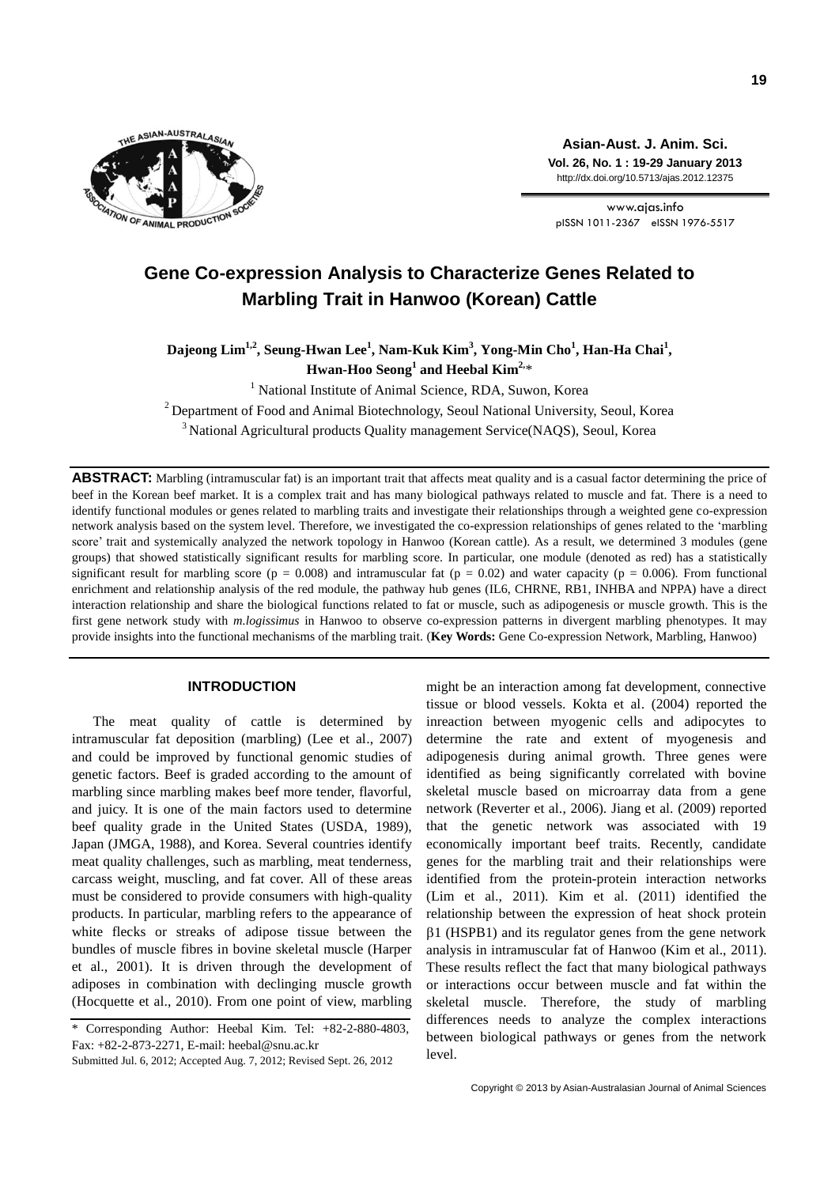# Gene Co-expression Analysis to Characterize Genes Related to Marbling Trait in Hanwoo (Korean) Cattle

**Dajeong Lim[1,2], Seung-Hwan Lee[1], Nam-Kuk Kim[3], Yong-Min Cho[1], Han-Ha Chai[1], Hwan-Hoo Seong[1] and Heebal Kim[2,]***

[1] National Institute of Animal Science, RDA, Suwon, Korea

[2] Department of Food and Animal Biotechnology, Seoul National University, Seoul, Korea

[3] National Agricultural products Quality management Service(NAQS), Seoul, Korea

**ABSTRACT:** Marbling (intramuscular fat) is an important trait that affects meat quality and is a casual factor determining the price of beef in the Korean beef market. It is a complex trait and has many biological pathways related to muscle and fat. There is a need to identify functional modules or genes related to marbling traits and investigate their relationships through a weighted gene co-expression network analysis based on the system level. Therefore, we investigated the co-expression relationships of genes related to the 'marbling score' trait and systemically analyzed the network topology in Hanwoo (Korean cattle). As a result, we determined 3 modules (gene groups) that showed statistically significant results for marbling score. In particular, one module (denoted as red) has a statistically significant result for marbling score ($p = 0.008$) and intramuscular fat ($p = 0.02$) and water capacity ($p = 0.006$). From functional enrichment and relationship analysis of the red module, the pathway hub genes (IL6, CHRNE, RB1, INHBA and NPPA) have a direct interaction relationship and share the biological functions related to fat or muscle, such as adipogenesis or muscle growth. This is the first gene network study with *m.logissimus* in Hanwoo to observe co-expression patterns in divergent marbling phenotypes. It may provide insights into the functional mechanisms of the marbling trait. (**Key Words:** Gene Co-expression Network, Marbling, Hanwoo)

## INTRODUCTION

The meat quality of cattle is determined by intramuscular fat deposition (marbling) (Lee et al., 2007) and could be improved by functional genomic studies of genetic factors. Beef is graded according to the amount of marbling since marbling makes beef more tender, flavorful, and juicy. It is one of the main factors used to determine beef quality grade in the United States (USDA, 1989), Japan (JMGA, 1988), and Korea. Several countries identify meat quality challenges, such as marbling, meat tenderness, carcass weight, muscling, and fat cover. All of these areas must be considered to provide consumers with high-quality products. In particular, marbling refers to the appearance of white flecks or streaks of adipose tissue between the bundles of muscle fibres in bovine skeletal muscle (Harper et al., 2001). It is driven through the development of adiposes in combination with declinging muscle growth (Hocquette et al., 2010). From one point of view, marbling might be an interaction among fat development, connective tissue or blood vessels. Kokta et al. (2004) reported the inreaction between myogenic cells and adipocytes to determine the rate and extent of myogenesis and adipogenesis during animal growth. Three genes were identified as being significantly correlated with bovine skeletal muscle based on microarray data from a gene network (Reverter et al., 2006). Jiang et al. (2009) reported that the genetic network was associated with 19 economically important beef traits. Recently, candidate genes for the marbling trait and their relationships were identified from the protein-protein interaction networks (Lim et al., 2011). Kim et al. (2011) identified the relationship between the expression of heat shock protein β1 (HSPB1) and its regulator genes from the gene network analysis in intramuscular fat of Hanwoo (Kim et al., 2011). These results reflect the fact that many biological pathways or interactions occur between muscle and fat within the skeletal muscle. Therefore, the study of marbling differences needs to analyze the complex interactions between biological pathways or genes from the network level.

\* Corresponding Author: Heebal Kim. Tel: +82-2-880-4803, Fax: +82-2-873-2271, E-mail: heebal@snu.ac.kr

Submitted Jul. 6, 2012; Accepted Aug. 7, 2012; Revised Sept. 26, 2012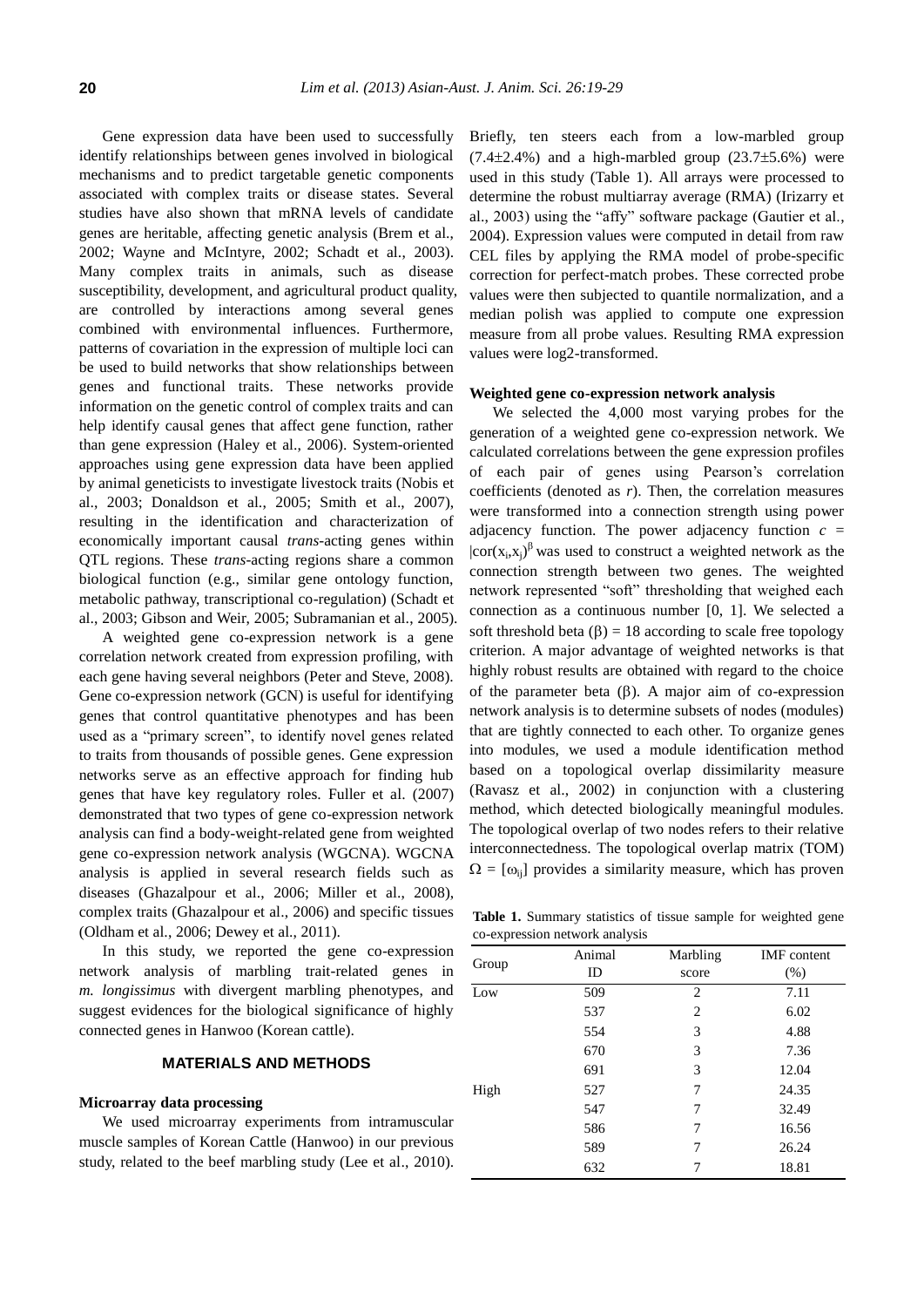Gene expression data have been used to successfully identify relationships between genes involved in biological mechanisms and to predict targetable genetic components associated with complex traits or disease states. Several studies have also shown that mRNA levels of candidate genes are heritable, affecting genetic analysis (Brem et al., 2002; Wayne and McIntyre, 2002; Schadt et al., 2003). Many complex traits in animals, such as disease susceptibility, development, and agricultural product quality, are controlled by interactions among several genes combined with environmental influences. Furthermore, patterns of covariation in the expression of multiple loci can be used to build networks that show relationships between genes and functional traits. These networks provide information on the genetic control of complex traits and can help identify causal genes that affect gene function, rather than gene expression (Haley et al., 2006). System-oriented approaches using gene expression data have been applied by animal geneticists to investigate livestock traits (Nobis et al., 2003; Donaldson et al., 2005; Smith et al., 2007), resulting in the identification and characterization of economically important causal *trans*-acting genes within QTL regions. These *trans*-acting regions share a common biological function (e.g., similar gene ontology function, metabolic pathway, transcriptional co-regulation) (Schadt et al., 2003; Gibson and Weir, 2005; Subramanian et al., 2005).

A weighted gene co-expression network is a gene correlation network created from expression profiling, with each gene having several neighbors (Peter and Steve, 2008). Gene co-expression network (GCN) is useful for identifying genes that control quantitative phenotypes and has been used as a "primary screen", to identify novel genes related to traits from thousands of possible genes. Gene expression networks serve as an effective approach for finding hub genes that have key regulatory roles. Fuller et al. (2007) demonstrated that two types of gene co-expression network analysis can find a body-weight-related gene from weighted gene co-expression network analysis (WGCNA). WGCNA analysis is applied in several research fields such as diseases (Ghazalpour et al., 2006; Miller et al., 2008), complex traits (Ghazalpour et al., 2006) and specific tissues (Oldham et al., 2006; Dewey et al., 2011).

In this study, we reported the gene co-expression network analysis of marbling trait-related genes in *m. longissimus* with divergent marbling phenotypes, and suggest evidences for the biological significance of highly connected genes in Hanwoo (Korean cattle).

## MATERIALS AND METHODS

### Microarray data processing

We used microarray experiments from intramuscular muscle samples of Korean Cattle (Hanwoo) in our previous study, related to the beef marbling study (Lee et al., 2010). Briefly, ten steers each from a low-marbled group (7.4±2.4%) and a high-marbled group (23.7±5.6%) were used in this study (Table 1). All arrays were processed to determine the robust multiarray average (RMA) (Irizarry et al., 2003) using the "affy" software package (Gautier et al., 2004). Expression values were computed in detail from raw CEL files by applying the RMA model of probe-specific correction for perfect-match probes. These corrected probe values were then subjected to quantile normalization, and a median polish was applied to compute one expression measure from all probe values. Resulting RMA expression values were log2-transformed.

### Weighted gene co-expression network analysis

We selected the 4,000 most varying probes for the generation of a weighted gene co-expression network. We calculated correlations between the gene expression profiles of each pair of genes using Pearson's correlation coefficients (denoted as *r*). Then, the correlation measures were transformed into a connection strength using power adjacency function. The power adjacency function $c = |cor(x_i,x_j)|^{\beta}$ was used to construct a weighted network as the connection strength between two genes. The weighted network represented "soft" thresholding that weighed each connection as a continuous number [0, 1]. We selected a soft threshold beta ($\beta$) = 18 according to scale free topology criterion. A major advantage of weighted networks is that highly robust results are obtained with regard to the choice of the parameter beta ($\beta$). A major aim of co-expression network analysis is to determine subsets of nodes (modules) that are tightly connected to each other. To organize genes into modules, we used a module identification method based on a topological overlap dissimilarity measure (Ravasz et al., 2002) in conjunction with a clustering method, which detected biologically meaningful modules. The topological overlap of two nodes refers to their relative interconnectedness. The topological overlap matrix (TOM) $\Omega = [\omega_{ij}]$ provides a similarity measure, which has proven

**Table 1.** Summary statistics of tissue sample for weighted gene co-expression network analysis

| Group | Animal ID | Marbling score | IMF content (%) |
|---|---|---|---|
| Low | 509 | 2 | 7.11 |
| | 537 | 2 | 6.02 |
| | 554 | 3 | 4.88 |
| | 670 | 3 | 7.36 |
| | 691 | 3 | 12.04 |
| High | 527 | 7 | 24.35 |
| | 547 | 7 | 32.49 |
| | 586 | 7 | 16.56 |
| | 589 | 7 | 26.24 |
| | 632 | 7 | 18.81 |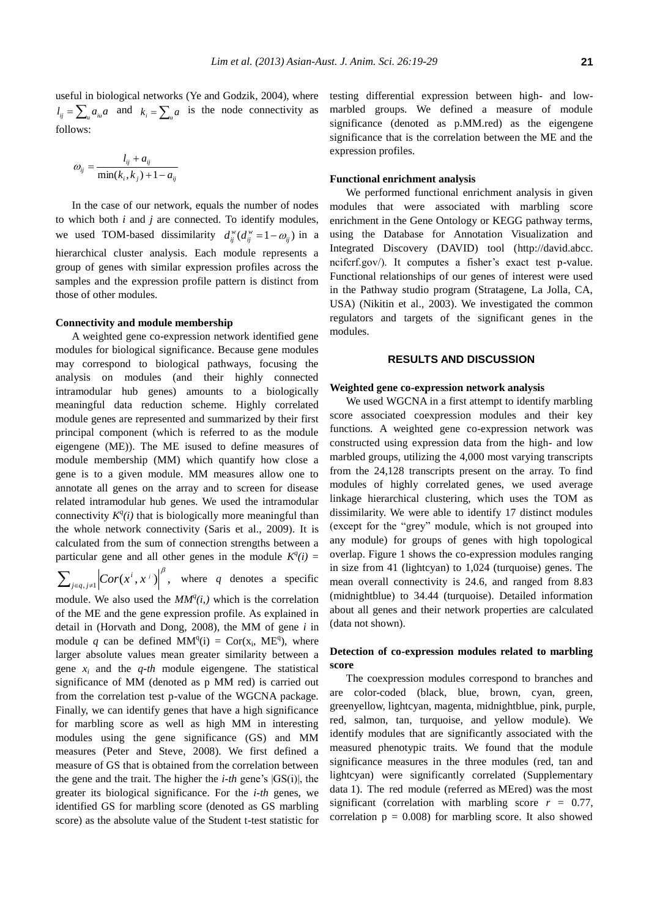useful in biological networks (Ye and Godzik, 2004), where $l_{ij} = \sum_u a_{iu}a$ and $k_i = \sum_u a$ is the node connectivity as follows:

$$\omega_{ij} = \frac{l_{ij} + a_{ij}}{\min(k_i, k_j) + 1 - a_{ij}}$$

In the case of our network, equals the number of nodes to which both *i* and *j* are connected. To identify modules, we used TOM-based dissimilarity $d_{ij}^w (d_{ij}^w = 1 - \omega_{ij})$ in a hierarchical cluster analysis. Each module represents a group of genes with similar expression profiles across the samples and the expression profile pattern is distinct from those of other modules.

### Connectivity and module membership

A weighted gene co-expression network identified gene modules for biological significance. Because gene modules may correspond to biological pathways, focusing the analysis on modules (and their highly connected intramodular hub genes) amounts to a biologically meaningful data reduction scheme. Highly correlated module genes are represented and summarized by their first principal component (which is referred to as the module eigengene (ME)). The ME isused to define measures of module membership (MM) which quantify how close a gene is to a given module. MM measures allow one to annotate all genes on the array and to screen for disease related intramodular hub genes. We used the intramodular connectivity $K^q(i)$ that is biologically more meaningful than the whole network connectivity (Saris et al., 2009). It is calculated from the sum of connection strengths between a particular gene and all other genes in the module $K^q(i) = \sum_{j \in q, j \neq 1} \left|Cor(x^i, x^j)\right|^\beta$, where *q* denotes a specific module. We also used the $MM^q(i,)$ which is the correlation of the ME and the gene expression profile. As explained in detail in (Horvath and Dong, 2008), the MM of gene *i* in module *q* can be defined $MM^q(i) = Cor(x_i, ME^q)$, where larger absolute values mean greater similarity between a gene $x_i$ and the *q-th* module eigengene. The statistical significance of MM (denoted as p MM red) is carried out from the correlation test p-value of the WGCNA package. Finally, we can identify genes that have a high significance for marbling score as well as high MM in interesting modules using the gene significance (GS) and MM measures (Peter and Steve, 2008). We first defined a measure of GS that is obtained from the correlation between the gene and the trait. The higher the *i-th* gene's $|GS(i)|$, the greater its biological significance. For the *i-th* genes, we identified GS for marbling score (denoted as GS marbling score) as the absolute value of the Student t-test statistic for testing differential expression between high- and low-marbled groups. We defined a measure of module significance (denoted as p.MM.red) as the eigengene significance that is the correlation between the ME and the expression profiles.

### Functional enrichment analysis

We performed functional enrichment analysis in given modules that were associated with marbling score enrichment in the Gene Ontology or KEGG pathway terms, using the Database for Annotation Visualization and Integrated Discovery (DAVID) tool (http://david.abcc.ncifcrf.gov/). It computes a fisher's exact test p-value. Functional relationships of our genes of interest were used in the Pathway studio program (Stratagene, La Jolla, CA, USA) (Nikitin et al., 2003). We investigated the common regulators and targets of the significant genes in the modules.

## RESULTS AND DISCUSSION

### Weighted gene co-expression network analysis

We used WGCNA in a first attempt to identify marbling score associated coexpression modules and their key functions. A weighted gene co-expression network was constructed using expression data from the high- and low marbled groups, utilizing the 4,000 most varying transcripts from the 24,128 transcripts present on the array. To find modules of highly correlated genes, we used average linkage hierarchical clustering, which uses the TOM as dissimilarity. We were able to identify 17 distinct modules (except for the "grey" module, which is not grouped into any module) for groups of genes with high topological overlap. Figure 1 shows the co-expression modules ranging in size from 41 (lightcyan) to 1,024 (turquoise) genes. The mean overall connectivity is 24.6, and ranged from 8.83 (midnightblue) to 34.44 (turquoise). Detailed information about all genes and their network properties are calculated (data not shown).

### Detection of co-expression modules related to marbling score

The coexpression modules correspond to branches and are color-coded (black, blue, brown, cyan, green, greenyellow, lightcyan, magenta, midnightblue, pink, purple, red, salmon, tan, turquoise, and yellow module). We identify modules that are significantly associated with the measured phenotypic traits. We found that the module significance measures in the three modules (red, tan and lightcyan) were significantly correlated (Supplementary data 1). The red module (referred as MEred) was the most significant (correlation with marbling score $r = 0.77$, correlation $p = 0.008$) for marbling score. It also showed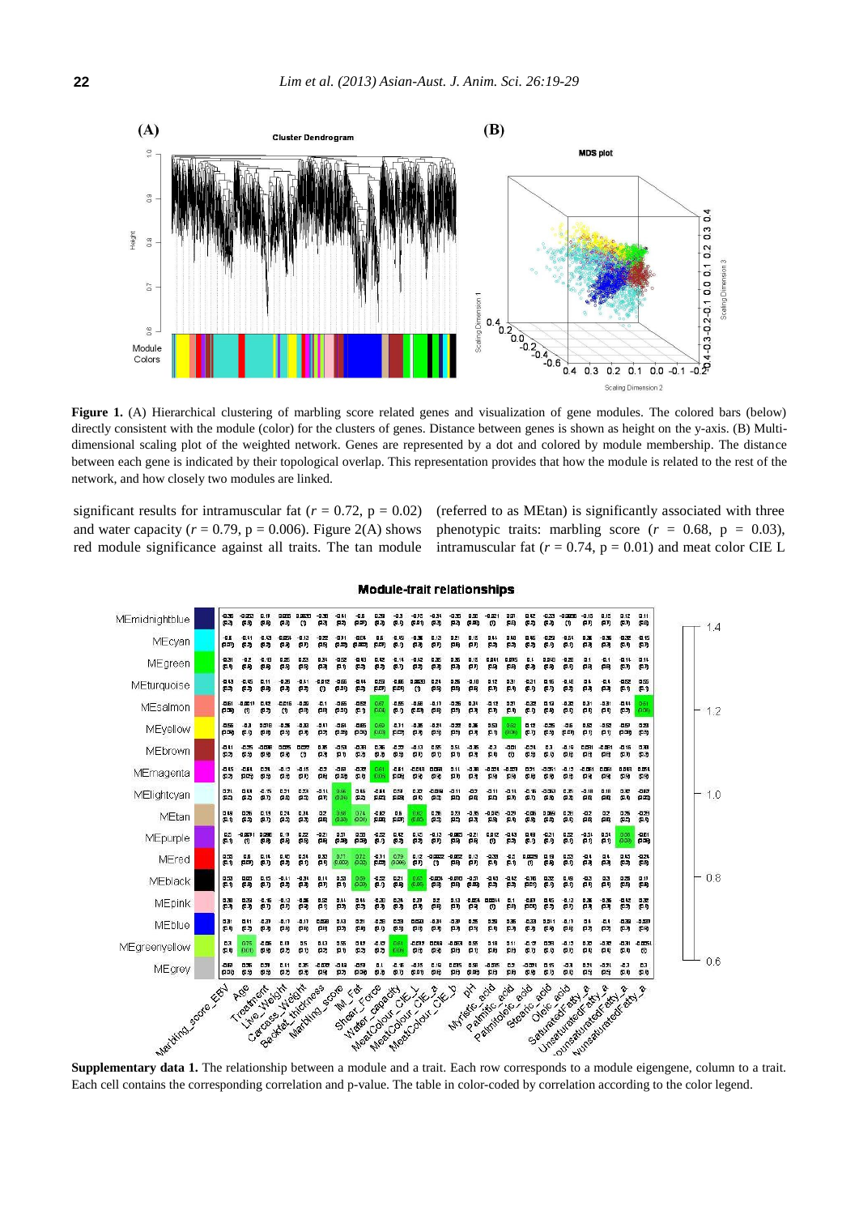**Figure 1.** (A) Hierarchical clustering of marbling score related genes and visualization of gene modules. The colored bars (below) directly consistent with the module (color) for the clusters of genes. Distance between genes is shown as height on the y-axis. (B) Multi-dimensional scaling plot of the weighted network. Genes are represented by a dot and colored by module membership. The distance between each gene is indicated by their topological overlap. This representation provides that how the module is related to the rest of the network, and how closely two modules are linked.

significant results for intramuscular fat ($r = 0.72$, $p = 0.02$) and water capacity ($r = 0.79$, $p = 0.006$). Figure 2(A) shows red module significance against all traits. The tan module (referred to as MEtan) is significantly associated with three phenotypic traits: marbling score ($r = 0.68$, $p = 0.03$), intramuscular fat ($r = 0.74$, $p = 0.01$) and meat color CIE L

**Supplementary data 1.** The relationship between a module and a trait. Each row corresponds to a module eigengene, column to a trait. Each cell contains the corresponding correlation and p-value. The table in color-coded by correlation according to the color legend.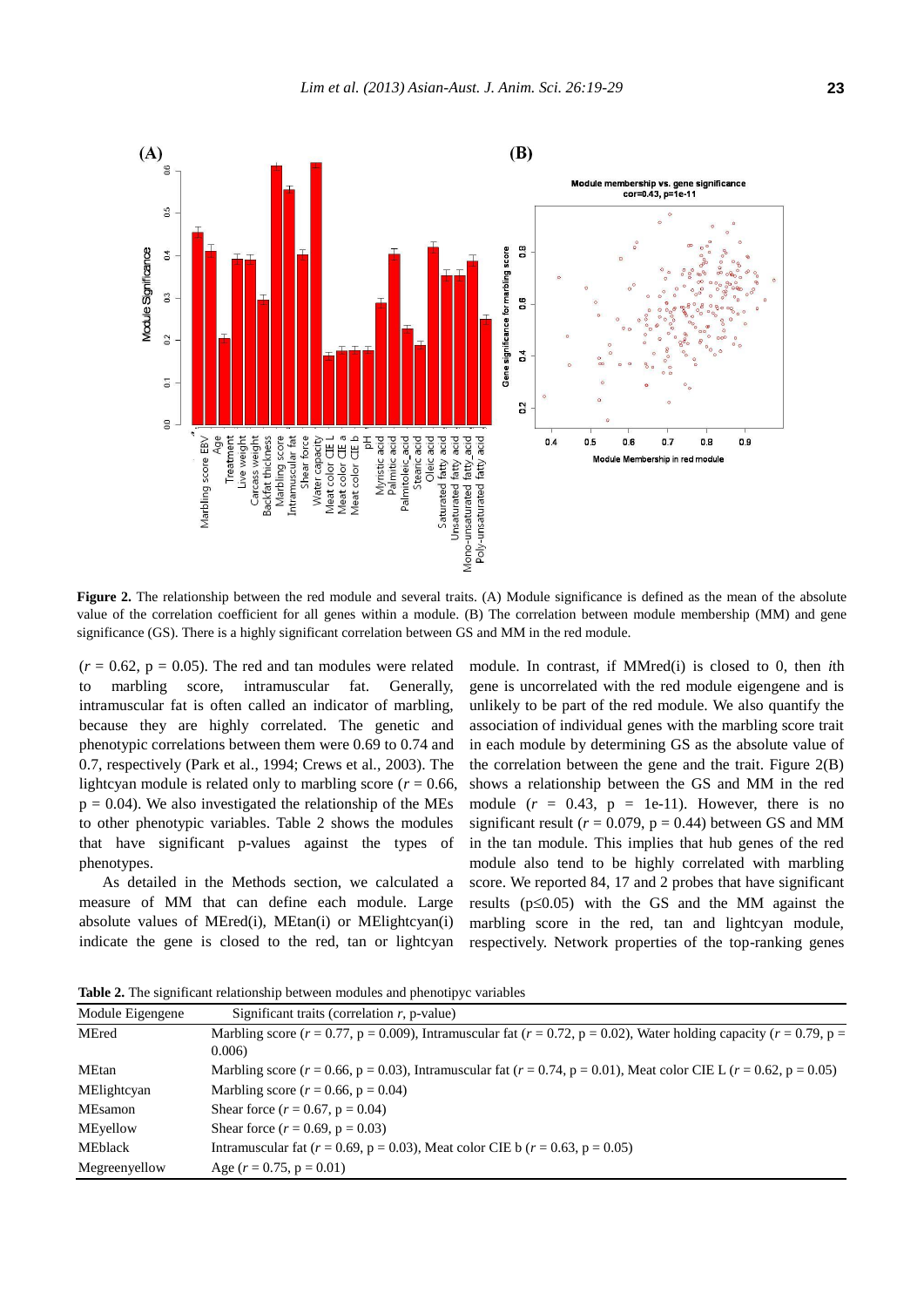**Figure 2.** The relationship between the red module and several traits. (A) Module significance is defined as the mean of the absolute value of the correlation coefficient for all genes within a module. (B) The correlation between module membership (MM) and gene significance (GS). There is a highly significant correlation between GS and MM in the red module.

($r$ = 0.62, p = 0.05). The red and tan modules were related to marbling score, intramuscular fat. Generally, intramuscular fat is often called an indicator of marbling, because they are highly correlated. The genetic and phenotypic correlations between them were 0.69 to 0.74 and 0.7, respectively (Park et al., 1994; Crews et al., 2003). The lightcyan module is related only to marbling score ($r$ = 0.66, p = 0.04). We also investigated the relationship of the MEs to other phenotypic variables. Table 2 shows the modules that have significant p-values against the types of phenotypes.

As detailed in the Methods section, we calculated a measure of MM that can define each module. Large absolute values of MEred(i), MEtan(i) or MElightcyan(i) indicate the gene is closed to the red, tan or lightcyan module. In contrast, if MMred(i) is closed to 0, then *i*th gene is uncorrelated with the red module eigengene and is unlikely to be part of the red module. We also quantify the association of individual genes with the marbling score trait in each module by determining GS as the absolute value of the correlation between the gene and the trait. Figure 2(B) shows a relationship between the GS and MM in the red module ($r$ = 0.43, p = 1e-11). However, there is no significant result ($r$ = 0.079, p = 0.44) between GS and MM in the tan module. This implies that hub genes of the red module also tend to be highly correlated with marbling score. We reported 84, 17 and 2 probes that have significant results (p≤0.05) with the GS and the MM against the marbling score in the red, tan and lightcyan module, respectively. Network properties of the top-ranking genes

**Table 2.** The significant relationship between modules and phenotypic variables

| Module Eigengene | Significant traits (correlation $r$, p-value) |
|---|---|
| MEred | Marbling score ($r$ = 0.77, p = 0.009), Intramuscular fat ($r$ = 0.72, p = 0.02), Water holding capacity ($r$ = 0.79, p = 0.006) |
| MEtan | Marbling score ($r$ = 0.66, p = 0.03), Intramuscular fat ($r$ = 0.74, p = 0.01), Meat color CIE L ($r$ = 0.62, p = 0.05) |
| MElightcyan | Marbling score ($r$ = 0.66, p = 0.04) |
| MEsamon | Shear force ($r$ = 0.67, p = 0.04) |
| MEyellow | Shear force ($r$ = 0.69, p = 0.03) |
| MEblack | Intramuscular fat ($r$ = 0.69, p = 0.03), Meat color CIE b ($r$ = 0.63, p = 0.05) |
| Megreenyellow | Age ($r$ = 0.75, p = 0.01) |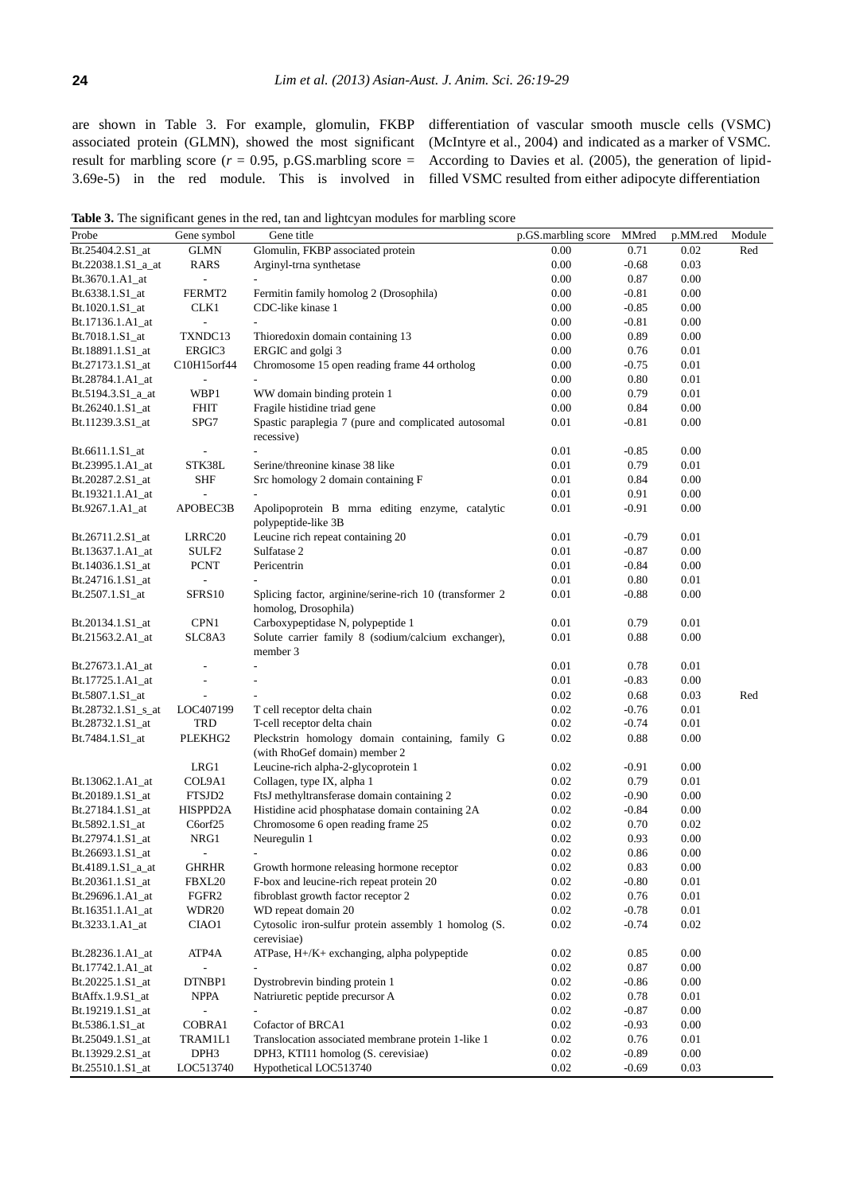are shown in Table 3. For example, glomulin, FKBP associated protein (GLMN), showed the most significant result for marbling score ($r$ = 0.95, p.GS.marbling score = 3.69e-5) in the red module. This is involved in differentiation of vascular smooth muscle cells (VSMC) (McIntyre et al., 2004) and indicated as a marker of VSMC. According to Davies et al. (2005), the generation of lipid-filled VSMC resulted from either adipocyte differentiation

**Table 3.** The significant genes in the red, tan and lightcyan modules for marbling score

| Probe | Gene symbol | Gene title | p.GS.marbling score | MMred | p.MM.red | Module |
|---|---|---|---|---|---|---|
| Bt.25404.2.S1_at | GLMN | Glomulin, FKBP associated protein | 0.00 | 0.71 | 0.02 | Red |
| Bt.22038.1.S1_a_at | RARS | Arginyl-trna synthetase | 0.00 | -0.68 | 0.03 | |
| Bt.3670.1.A1_at | - | - | 0.00 | 0.87 | 0.00 | |
| Bt.6338.1.S1_at | FERMT2 | Fermitin family homolog 2 (Drosophila) | 0.00 | -0.81 | 0.00 | |
| Bt.1020.1.S1_at | CLK1 | CDC-like kinase 1 | 0.00 | -0.85 | 0.00 | |
| Bt.17136.1.A1_at | - | - | 0.00 | -0.81 | 0.00 | |
| Bt.7018.1.S1_at | TXNDC13 | Thioredoxin domain containing 13 | 0.00 | 0.89 | 0.00 | |
| Bt.18891.1.S1_at | ERGIC3 | ERGIC and golgi 3 | 0.00 | 0.76 | 0.01 | |
| Bt.27173.1.S1_at | C10H15orf44 | Chromosome 15 open reading frame 44 ortholog | 0.00 | -0.75 | 0.01 | |
| Bt.28784.1.A1_at | - | - | 0.00 | 0.80 | 0.01 | |
| Bt.5194.3.S1_a_at | WBP1 | WW domain binding protein 1 | 0.00 | 0.79 | 0.01 | |
| Bt.26240.1.S1_at | FHIT | Fragile histidine triad gene | 0.00 | 0.84 | 0.00 | |
| Bt.11239.3.S1_at | SPG7 | Spastic paraplegia 7 (pure and complicated autosomal recessive) | 0.01 | -0.81 | 0.00 | |
| Bt.6611.1.S1_at | - | - | 0.01 | -0.85 | 0.00 | |
| Bt.23995.1.A1_at | STK38L | Serine/threonine kinase 38 like | 0.01 | 0.79 | 0.01 | |
| Bt.20287.2.S1_at | SHF | Src homology 2 domain containing F | 0.01 | 0.84 | 0.00 | |
| Bt.19321.1.A1_at | - | - | 0.01 | 0.91 | 0.00 | |
| Bt.9267.1.A1_at | APOBEC3B | Apolipoprotein B mrna editing enzyme, catalytic polypeptide-like 3B | 0.01 | -0.91 | 0.00 | |
| Bt.26711.2.S1_at | LRRC20 | Leucine rich repeat containing 20 | 0.01 | -0.79 | 0.01 | |
| Bt.13637.1.A1_at | SULF2 | Sulfatase 2 | 0.01 | -0.87 | 0.00 | |
| Bt.14036.1.S1_at | PCNT | Pericentrin | 0.01 | -0.84 | 0.00 | |
| Bt.24716.1.S1_at | - | - | 0.01 | 0.80 | 0.01 | |
| Bt.2507.1.S1_at | SFRS10 | Splicing factor, arginine/serine-rich 10 (transformer 2 homolog, Drosophila) | 0.01 | -0.88 | 0.00 | |
| Bt.20134.1.S1_at | CPN1 | Carboxypeptidase N, polypeptide 1 | 0.01 | 0.79 | 0.01 | |
| Bt.21563.2.A1_at | SLC8A3 | Solute carrier family 8 (sodium/calcium exchanger), member 3 | 0.01 | 0.88 | 0.00 | |
| Bt.27673.1.A1_at | - | - | 0.01 | 0.78 | 0.01 | |
| Bt.17725.1.A1_at | - | - | 0.01 | -0.83 | 0.00 | |
| Bt.5807.1.S1_at | - | - | 0.02 | 0.68 | 0.03 | Red |
| Bt.28732.1.S1_s_at | LOC407199 | T cell receptor delta chain | 0.02 | -0.76 | 0.01 | |
| Bt.28732.1.S1_at | TRD | T-cell receptor delta chain | 0.02 | -0.74 | 0.01 | |
| Bt.7484.1.S1_at | PLEKHG2 | Pleckstrin homology domain containing, family G (with RhoGef domain) member 2 | 0.02 | 0.88 | 0.00 | |
| | LRG1 | Leucine-rich alpha-2-glycoprotein 1 | 0.02 | -0.91 | 0.00 | |
| Bt.13062.1.A1_at | COL9A1 | Collagen, type IX, alpha 1 | 0.02 | 0.79 | 0.01 | |
| Bt.20189.1.S1_at | FTSJD2 | FtsJ methyltransferase domain containing 2 | 0.02 | -0.90 | 0.00 | |
| Bt.27184.1.S1_at | HISPPD2A | Histidine acid phosphatase domain containing 2A | 0.02 | -0.84 | 0.00 | |
| Bt.5892.1.S1_at | C6orf25 | Chromosome 6 open reading frame 25 | 0.02 | 0.70 | 0.02 | |
| Bt.27974.1.S1_at | NRG1 | Neuregulin 1 | 0.02 | 0.93 | 0.00 | |
| Bt.26693.1.S1_at | - | - | 0.02 | 0.86 | 0.00 | |
| Bt.4189.1.S1_a_at | GHRHR | Growth hormone releasing hormone receptor | 0.02 | 0.83 | 0.00 | |
| Bt.20361.1.S1_at | FBXL20 | F-box and leucine-rich repeat protein 20 | 0.02 | -0.80 | 0.01 | |
| Bt.29696.1.A1_at | FGFR2 | fibroblast growth factor receptor 2 | 0.02 | 0.76 | 0.01 | |
| Bt.16351.1.A1_at | WDR20 | WD repeat domain 20 | 0.02 | -0.78 | 0.01 | |
| Bt.3233.1.A1_at | CIAO1 | Cytosolic iron-sulfur protein assembly 1 homolog (S. cerevisiae) | 0.02 | -0.74 | 0.02 | |
| Bt.28236.1.A1_at | ATP4A | ATPase, H+/K+ exchanging, alpha polypeptide | 0.02 | 0.85 | 0.00 | |
| Bt.17742.1.A1_at | - | - | 0.02 | 0.87 | 0.00 | |
| Bt.20225.1.S1_at | DTNBP1 | Dystrobrevin binding protein 1 | 0.02 | -0.86 | 0.00 | |
| BtAffx.1.9.S1_at | NPPA | Natriuretic peptide precursor A | 0.02 | 0.78 | 0.01 | |
| Bt.19219.1.S1_at | - | - | 0.02 | -0.87 | 0.00 | |
| Bt.5386.1.S1_at | COBRA1 | Cofactor of BRCA1 | 0.02 | -0.93 | 0.00 | |
| Bt.25049.1.S1_at | TRAM1L1 | Translocation associated membrane protein 1-like 1 | 0.02 | 0.76 | 0.01 | |
| Bt.13929.2.S1_at | DPH3 | DPH3, KTI11 homolog (S. cerevisiae) | 0.02 | -0.89 | 0.00 | |
| Bt.25510.1.S1_at | LOC513740 | Hypothetical LOC513740 | 0.02 | -0.69 | 0.03 | |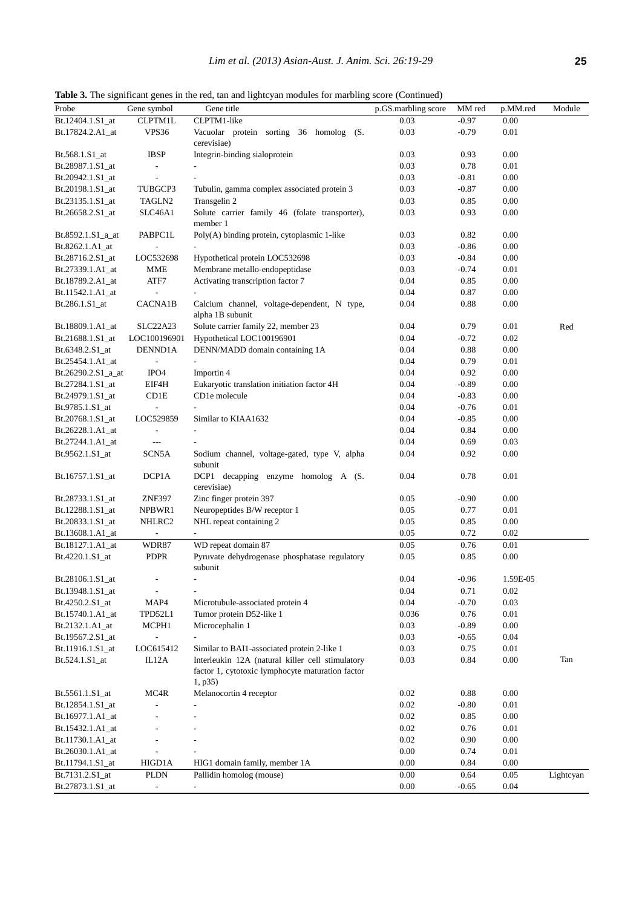**Table 3.** The significant genes in the red, tan and lightcyan modules for marbling score (Continued)

| Probe | Gene symbol | Gene title | p.GS.marbling score | MM red | p.MM.red | Module |
|---|---|---|---|---|---|---|
| Bt.12404.1.S1_at | CLPTM1L | CLPTM1-like | 0.03 | -0.97 | 0.00 | |
| Bt.17824.2.A1_at | VPS36 | Vacuolar protein sorting 36 homolog (S. cerevisiae) | 0.03 | -0.79 | 0.01 | |
| Bt.568.1.S1_at | IBSP | Integrin-binding sialoprotein | 0.03 | 0.93 | 0.00 | |
| Bt.28987.1.S1_at | - | - | 0.03 | 0.78 | 0.01 | |
| Bt.20942.1.S1_at | - | - | 0.03 | -0.81 | 0.00 | |
| Bt.20198.1.S1_at | TUBGCP3 | Tubulin, gamma complex associated protein 3 | 0.03 | -0.87 | 0.00 | |
| Bt.23135.1.S1_at | TAGLN2 | Transgelin 2 | 0.03 | 0.85 | 0.00 | |
| Bt.26658.2.S1_at | SLC46A1 | Solute carrier family 46 (folate transporter), member 1 | 0.03 | 0.93 | 0.00 | |
| Bt.8592.1.S1_a_at | PABPC1L | Poly(A) binding protein, cytoplasmic 1-like | 0.03 | 0.82 | 0.00 | |
| Bt.8262.1.A1_at | - | - | 0.03 | -0.86 | 0.00 | |
| Bt.28716.2.S1_at | LOC532698 | Hypothetical protein LOC532698 | 0.03 | -0.84 | 0.00 | |
| Bt.27339.1.A1_at | MME | Membrane metallo-endopeptidase | 0.03 | -0.74 | 0.01 | |
| Bt.18789.2.A1_at | ATF7 | Activating transcription factor 7 | 0.04 | 0.85 | 0.00 | |
| Bt.11542.1.A1_at | - | - | 0.04 | 0.87 | 0.00 | |
| Bt.286.1.S1_at | CACNA1B | Calcium channel, voltage-dependent, N type, alpha 1B subunit | 0.04 | 0.88 | 0.00 | |
| Bt.18809.1.A1_at | SLC22A23 | Solute carrier family 22, member 23 | 0.04 | 0.79 | 0.01 | Red |
| Bt.21688.1.S1_at | LOC100196901 | Hypothetical LOC100196901 | 0.04 | -0.72 | 0.02 | |
| Bt.6348.2.S1_at | DENND1A | DENN/MADD domain containing 1A | 0.04 | 0.88 | 0.00 | |
| Bt.25454.1.A1_at | - | - | 0.04 | 0.79 | 0.01 | |
| Bt.26290.2.S1_a_at | IPO4 | Importin 4 | 0.04 | 0.92 | 0.00 | |
| Bt.27284.1.S1_at | EIF4H | Eukaryotic translation initiation factor 4H | 0.04 | -0.89 | 0.00 | |
| Bt.24979.1.S1_at | CD1E | CD1e molecule | 0.04 | -0.83 | 0.00 | |
| Bt.9785.1.S1_at | - | - | 0.04 | -0.76 | 0.01 | |
| Bt.20768.1.S1_at | LOC529859 | Similar to KIAA1632 | 0.04 | -0.85 | 0.00 | |
| Bt.26228.1.A1_at | - | - | 0.04 | 0.84 | 0.00 | |
| Bt.27244.1.A1_at | --- | - | 0.04 | 0.69 | 0.03 | |
| Bt.9562.1.S1_at | SCN5A | Sodium channel, voltage-gated, type V, alpha subunit | 0.04 | 0.92 | 0.00 | |
| Bt.16757.1.S1_at | DCP1A | DCP1 decapping enzyme homolog A (S. cerevisiae) | 0.04 | 0.78 | 0.01 | |
| Bt.28733.1.S1_at | ZNF397 | Zinc finger protein 397 | 0.05 | -0.90 | 0.00 | |
| Bt.12288.1.S1_at | NPBWR1 | Neuropeptides B/W receptor 1 | 0.05 | 0.77 | 0.01 | |
| Bt.20833.1.S1_at | NHLRC2 | NHL repeat containing 2 | 0.05 | 0.85 | 0.00 | |
| Bt.13608.1.A1_at | - | - | 0.05 | 0.72 | 0.02 | |
| Bt.18127.1.A1_at | WDR87 | WD repeat domain 87 | 0.05 | 0.76 | 0.01 | |
| Bt.4220.1.S1_at | PDPR | Pyruvate dehydrogenase phosphatase regulatory subunit | 0.05 | 0.85 | 0.00 | |
| Bt.28106.1.S1_at | - | - | 0.04 | -0.96 | 1.59E-05 | |
| Bt.13948.1.S1_at | - | - | 0.04 | 0.71 | 0.02 | |
| Bt.4250.2.S1_at | MAP4 | Microtubule-associated protein 4 | 0.04 | -0.70 | 0.03 | |
| Bt.15740.1.A1_at | TPD52L1 | Tumor protein D52-like 1 | 0.036 | 0.76 | 0.01 | |
| Bt.2132.1.A1_at | MCPH1 | Microcephalin 1 | 0.03 | -0.89 | 0.00 | |
| Bt.19567.2.S1_at | - | - | 0.03 | -0.65 | 0.04 | |
| Bt.11916.1.S1_at | LOC615412 | Similar to BAI1-associated protein 2-like 1 | 0.03 | 0.75 | 0.01 | |
| Bt.524.1.S1_at | IL12A | Interleukin 12A (natural killer cell stimulatory factor 1, cytotoxic lymphocyte maturation factor 1, p35) | 0.03 | 0.84 | 0.00 | Tan |
| Bt.5561.1.S1_at | MC4R | Melanocortin 4 receptor | 0.02 | 0.88 | 0.00 | |
| Bt.12854.1.S1_at | - | - | 0.02 | -0.80 | 0.01 | |
| Bt.16977.1.A1_at | - | - | 0.02 | 0.85 | 0.00 | |
| Bt.15432.1.A1_at | - | - | 0.02 | 0.76 | 0.01 | |
| Bt.11730.1.A1_at | - | - | 0.02 | 0.90 | 0.00 | |
| Bt.26030.1.A1_at | - | - | 0.00 | 0.74 | 0.01 | |
| Bt.11794.1.S1_at | HIGD1A | HIG1 domain family, member 1A | 0.00 | 0.84 | 0.00 | |
| Bt.7131.2.S1_at | PLDN | Pallidin homolog (mouse) | 0.00 | 0.64 | 0.05 | Lightcyan |
| Bt.27873.1.S1_at | - | - | 0.00 | -0.65 | 0.04 | |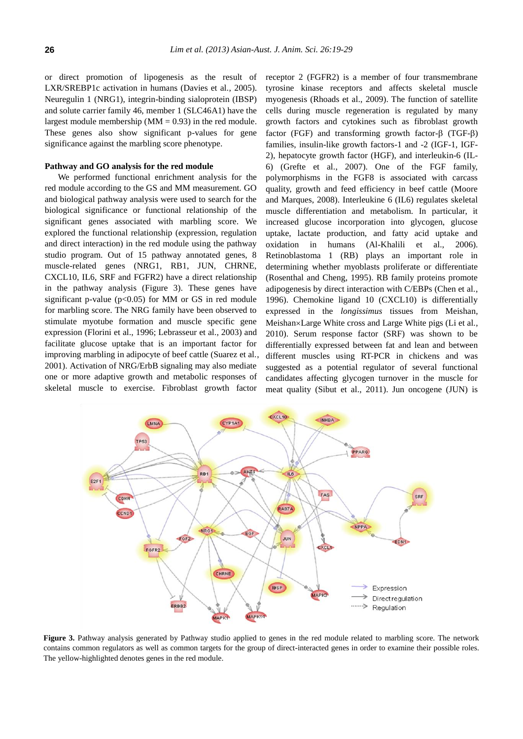or direct promotion of lipogenesis as the result of LXR/SREBP1c activation in humans (Davies et al., 2005). Neuregulin 1 (NRG1), integrin-binding sialoprotein (IBSP) and solute carrier family 46, member 1 (SLC46A1) have the largest module membership (MM = 0.93) in the red module. These genes also show significant p-values for gene significance against the marbling score phenotype.

### Pathway and GO analysis for the red module

We performed functional enrichment analysis for the red module according to the GS and MM measurement. GO and biological pathway analysis were used to search for the biological significance or functional relationship of the significant genes associated with marbling score. We explored the functional relationship (expression, regulation and direct interaction) in the red module using the pathway studio program. Out of 15 pathway annotated genes, 8 muscle-related genes (NRG1, RB1, JUN, CHRNE, CXCL10, IL6, SRF and FGFR2) have a direct relationship in the pathway analysis (Figure 3). These genes have significant p-value ($p<0.05$) for MM or GS in red module for marbling score. The NRG family have been observed to stimulate myotube formation and muscle specific gene expression (Florini et al., 1996; Lebrasseur et al., 2003) and facilitate glucose uptake that is an important factor for improving marbling in adipocyte of beef cattle (Suarez et al., 2001). Activation of NRG/ErbB signaling may also mediate one or more adaptive growth and metabolic responses of skeletal muscle to exercise. Fibroblast growth factor receptor 2 (FGFR2) is a member of four transmembrane tyrosine kinase receptors and affects skeletal muscle myogenesis (Rhoads et al., 2009). The function of satellite cells during muscle regeneration is regulated by many growth factors and cytokines such as fibroblast growth factor (FGF) and transforming growth factor-β (TGF-β) families, insulin-like growth factors-1 and -2 (IGF-1, IGF-2), hepatocyte growth factor (HGF), and interleukin-6 (IL-6) (Grefte et al., 2007). One of the FGF family, polymorphisms in the FGF8 is associated with carcass quality, growth and feed efficiency in beef cattle (Moore and Marques, 2008). Interleukine 6 (IL6) regulates skeletal muscle differentiation and metabolism. In particular, it increased glucose incorporation into glycogen, glucose uptake, lactate production, and fatty acid uptake and oxidation in humans (Al-Khalili et al., 2006). Retinoblastoma 1 (RB) plays an important role in determining whether myoblasts proliferate or differentiate (Rosenthal and Cheng, 1995). RB family proteins promote adipogenesis by direct interaction with C/EBPs (Chen et al., 1996). Chemokine ligand 10 (CXCL10) is differentially expressed in the *longissimus* tissues from Meishan, Meishan×Large White cross and Large White pigs (Li et al., 2010). Serum response factor (SRF) was shown to be differentially expressed between fat and lean and between different muscles using RT-PCR in chickens and was suggested as a potential regulator of several functional candidates affecting glycogen turnover in the muscle for meat quality (Sibut et al., 2011). Jun oncogene (JUN) is

**Figure 3.** Pathway analysis generated by Pathway studio applied to genes in the red module related to marbling score. The network contains common regulators as well as common targets for the group of direct-interacted genes in order to examine their possible roles. The yellow-highlighted denotes genes in the red module.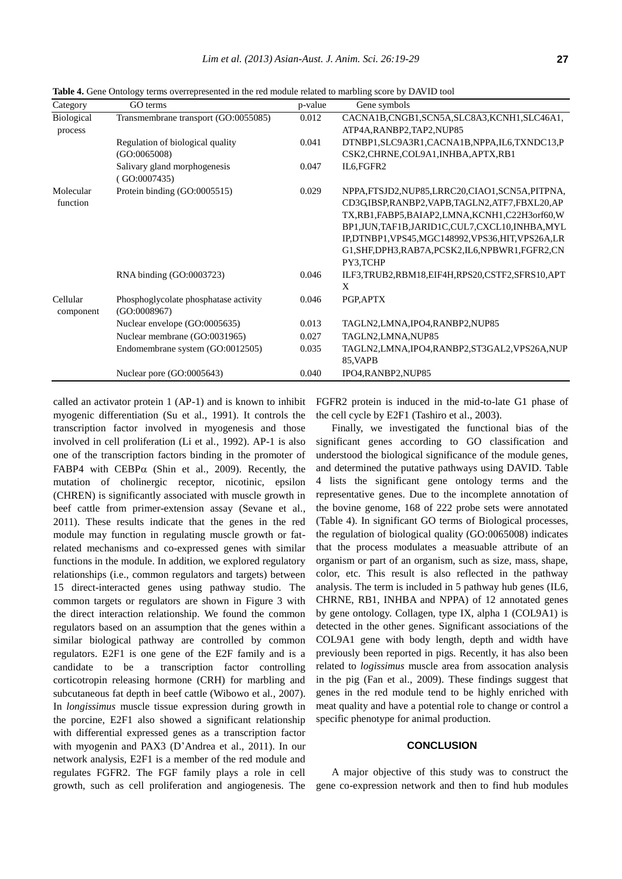**Table 4.** Gene Ontology terms overrepresented in the red module related to marbling score by DAVID tool

| Category | GO terms | p-value | Gene symbols |
|---|---|---|---|
| Biological process | Transmembrane transport (GO:0055085) | 0.012 | CACNA1B,CNGB1,SCN5A,SLC8A3,KCNH1,SLC46A1, ATP4A,RANBP2,TAP2,NUP85 |
| | Regulation of biological quality (GO:0065008) | 0.041 | DTNBP1,SLC9A3R1,CACNA1B,NPPA,IL6,TXNDC13,PCSK2,CHRNE,COL9A1,INHBA,APTX,RB1 |
| | Salivary gland morphogenesis (GO:0007435) | 0.047 | IL6,FGFR2 |
| Molecular function | Protein binding (GO:0005515) | 0.029 | NPPA,FTSJD2,NUP85,LRRC20,CIAO1,SCN5A,PITPNA, CD3G,IBSP,RANBP2,VAPB,TAGLN2,ATF7,FBXL20,APTX,RB1,FABP5,BAIAP2,LMNA,KCNH1,C22H3orf60,WBP1,JUN,TAF1B,JARID1C,CUL7,CXCL10,INHBA,MYLIP,DTNBP1,VPS45,MGC148992,VPS36,HIT,VPS26A,LRG1,SHF,DPH3,RAB7A,PCSK2,IL6,NPBWR1,FGFR2,CNPY3,TCHP |
| | RNA binding (GO:0003723) | 0.046 | ILF3,TRUB2,RBM18,EIF4H,RPS20,CSTF2,SFRS10,APTX |
| Cellular component | Phosphoglycolate phosphatase activity (GO:0008967) | 0.046 | PGP,APTX |
| | Nuclear envelope (GO:0005635) | 0.013 | TAGLN2,LMNA,IPO4,RANBP2,NUP85 |
| | Nuclear membrane (GO:0031965) | 0.027 | TAGLN2,LMNA,NUP85 |
| | Endomembrane system (GO:0012505) | 0.035 | TAGLN2,LMNA,IPO4,RANBP2,ST3GAL2,VPS26A,NUP85,VAPB |
| | Nuclear pore (GO:0005643) | 0.040 | IPO4,RANBP2,NUP85 |

called an activator protein 1 (AP-1) and is known to inhibit myogenic differentiation (Su et al., 1991). It controls the transcription factor involved in myogenesis and those involved in cell proliferation (Li et al., 1992). AP-1 is also one of the transcription factors binding in the promoter of FABP4 with CEBP$\alpha$ (Shin et al., 2009). Recently, the mutation of cholinergic receptor, nicotinic, epsilon (CHREN) is significantly associated with muscle growth in beef cattle from primer-extension assay (Sevane et al., 2011). These results indicate that the genes in the red module may function in regulating muscle growth or fat-related mechanisms and co-expressed genes with similar functions in the module. In addition, we explored regulatory relationships (i.e., common regulators and targets) between 15 direct-interacted genes using pathway studio. The common targets or regulators are shown in Figure 3 with the direct interaction relationship. We found the common regulators based on an assumption that the genes within a similar biological pathway are controlled by common regulators. E2F1 is one gene of the E2F family and is a candidate to be a transcription factor controlling corticotropin releasing hormone (CRH) for marbling and subcutaneous fat depth in beef cattle (Wibowo et al., 2007). In *longissimus* muscle tissue expression during growth in the porcine, E2F1 also showed a significant relationship with differential expressed genes as a transcription factor with myogenin and PAX3 (D'Andrea et al., 2011). In our network analysis, E2F1 is a member of the red module and regulates FGFR2. The FGF family plays a role in cell growth, such as cell proliferation and angiogenesis. The FGFR2 protein is induced in the mid-to-late G1 phase of the cell cycle by E2F1 (Tashiro et al., 2003).

Finally, we investigated the functional bias of the significant genes according to GO classification and understood the biological significance of the module genes, and determined the putative pathways using DAVID. Table 4 lists the significant gene ontology terms and the representative genes. Due to the incomplete annotation of the bovine genome, 168 of 222 probe sets were annotated (Table 4). In significant GO terms of Biological processes, the regulation of biological quality (GO:0065008) indicates that the process modulates a measuable attribute of an organism or part of an organism, such as size, mass, shape, color, etc. This result is also reflected in the pathway analysis. The term is included in 5 pathway hub genes (IL6, CHRNE, RB1, INHBA and NPPA) of 12 annotated genes by gene ontology. Collagen, type IX, alpha 1 (COL9A1) is detected in the other genes. Significant associations of the COL9A1 gene with body length, depth and width have previously been reported in pigs. Recently, it has also been related to *logissimus* muscle area from assocation analysis in the pig (Fan et al., 2009). These findings suggest that genes in the red module tend to be highly enriched with meat quality and have a potential role to change or control a specific phenotype for animal production.

## CONCLUSION

A major objective of this study was to construct the gene co-expression network and then to find hub modules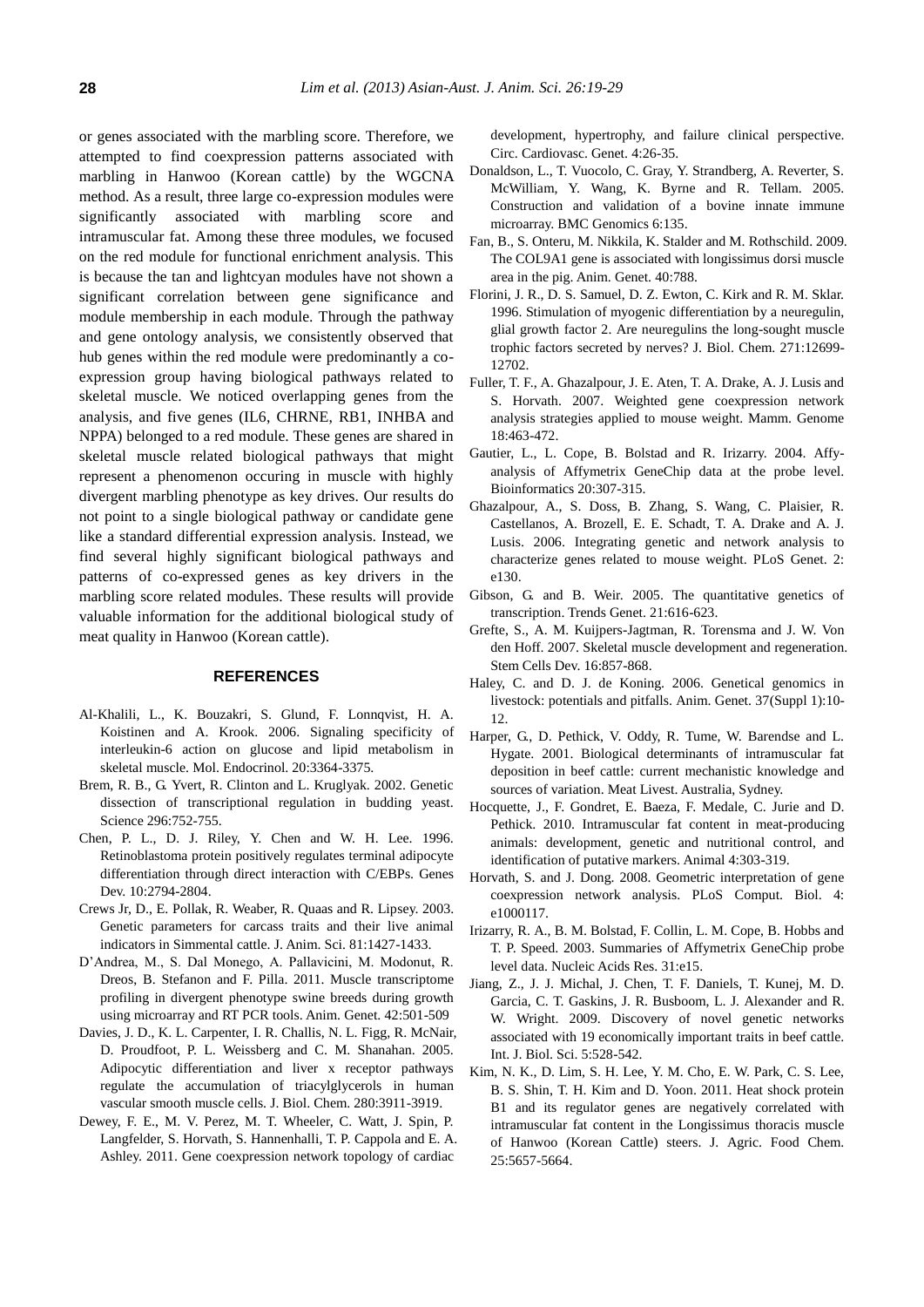or genes associated with the marbling score. Therefore, we attempted to find coexpression patterns associated with marbling in Hanwoo (Korean cattle) by the WGCNA method. As a result, three large co-expression modules were significantly associated with marbling score and intramuscular fat. Among these three modules, we focused on the red module for functional enrichment analysis. This is because the tan and lightcyan modules have not shown a significant correlation between gene significance and module membership in each module. Through the pathway and gene ontology analysis, we consistently observed that hub genes within the red module were predominantly a co-expression group having biological pathways related to skeletal muscle. We noticed overlapping genes from the analysis, and five genes (IL6, CHRNE, RB1, INHBA and NPPA) belonged to a red module. These genes are shared in skeletal muscle related biological pathways that might represent a phenomenon occuring in muscle with highly divergent marbling phenotype as key drives. Our results do not point to a single biological pathway or candidate gene like a standard differential expression analysis. Instead, we find several highly significant biological pathways and patterns of co-expressed genes as key drivers in the marbling score related modules. These results will provide valuable information for the additional biological study of meat quality in Hanwoo (Korean cattle).

## REFERENCES

Al-Khalili, L., K. Bouzakri, S. Glund, F. Lonnqvist, H. A. Koistinen and A. Krook. 2006. Signaling specificity of interleukin-6 action on glucose and lipid metabolism in skeletal muscle. Mol. Endocrinol. 20:3364-3375.

Brem, R. B., G. Yvert, R. Clinton and L. Kruglyak. 2002. Genetic dissection of transcriptional regulation in budding yeast. Science 296:752-755.

Chen, P. L., D. J. Riley, Y. Chen and W. H. Lee. 1996. Retinoblastoma protein positively regulates terminal adipocyte differentiation through direct interaction with C/EBPs. Genes Dev. 10:2794-2804.

Crews Jr, D., E. Pollak, R. Weaber, R. Quaas and R. Lipsey. 2003. Genetic parameters for carcass traits and their live animal indicators in Simmental cattle. J. Anim. Sci. 81:1427-1433.

D'Andrea, M., S. Dal Monego, A. Pallavicini, M. Modonut, R. Dreos, B. Stefanon and F. Pilla. 2011. Muscle transcriptome profiling in divergent phenotype swine breeds during growth using microarray and RT PCR tools. Anim. Genet. 42:501-509

Davies, J. D., K. L. Carpenter, I. R. Challis, N. L. Figg, R. McNair, D. Proudfoot, P. L. Weissberg and C. M. Shanahan. 2005. Adipocytic differentiation and liver x receptor pathways regulate the accumulation of triacylglycerols in human vascular smooth muscle cells. J. Biol. Chem. 280:3911-3919.

Dewey, F. E., M. V. Perez, M. T. Wheeler, C. Watt, J. Spin, P. Langfelder, S. Horvath, S. Hannenhalli, T. P. Cappola and E. A. Ashley. 2011. Gene coexpression network topology of cardiac development, hypertrophy, and failure clinical perspective. Circ. Cardiovasc. Genet. 4:26-35.

Donaldson, L., T. Vuocolo, C. Gray, Y. Strandberg, A. Reverter, S. McWilliam, Y. Wang, K. Byrne and R. Tellam. 2005. Construction and validation of a bovine innate immune microarray. BMC Genomics 6:135.

Fan, B., S. Onteru, M. Nikkila, K. Stalder and M. Rothschild. 2009. The COL9A1 gene is associated with longissimus dorsi muscle area in the pig. Anim. Genet. 40:788.

Florini, J. R., D. S. Samuel, D. Z. Ewton, C. Kirk and R. M. Sklar. 1996. Stimulation of myogenic differentiation by a neuregulin, glial growth factor 2. Are neuregulins the long-sought muscle trophic factors secreted by nerves? J. Biol. Chem. 271:12699-12702.

Fuller, T. F., A. Ghazalpour, J. E. Aten, T. A. Drake, A. J. Lusis and S. Horvath. 2007. Weighted gene coexpression network analysis strategies applied to mouse weight. Mamm. Genome 18:463-472.

Gautier, L., L. Cope, B. Bolstad and R. Irizarry. 2004. Affy-analysis of Affymetrix GeneChip data at the probe level. Bioinformatics 20:307-315.

Ghazalpour, A., S. Doss, B. Zhang, S. Wang, C. Plaisier, R. Castellanos, A. Brozell, E. E. Schadt, T. A. Drake and A. J. Lusis. 2006. Integrating genetic and network analysis to characterize genes related to mouse weight. PLoS Genet. 2: e130.

Gibson, G. and B. Weir. 2005. The quantitative genetics of transcription. Trends Genet. 21:616-623.

Grefte, S., A. M. Kuijpers-Jagtman, R. Torensma and J. W. Von den Hoff. 2007. Skeletal muscle development and regeneration. Stem Cells Dev. 16:857-868.

Haley, C. and D. J. de Koning. 2006. Genetical genomics in livestock: potentials and pitfalls. Anim. Genet. 37(Suppl 1):10-12.

Harper, G., D. Pethick, V. Oddy, R. Tume, W. Barendse and L. Hygate. 2001. Biological determinants of intramuscular fat deposition in beef cattle: current mechanistic knowledge and sources of variation. Meat Livest. Australia, Sydney.

Hocquette, J., F. Gondret, E. Baeza, F. Medale, C. Jurie and D. Pethick. 2010. Intramuscular fat content in meat-producing animals: development, genetic and nutritional control, and identification of putative markers. Animal 4:303-319.

Horvath, S. and J. Dong. 2008. Geometric interpretation of gene coexpression network analysis. PLoS Comput. Biol. 4: e1000117.

Irizarry, R. A., B. M. Bolstad, F. Collin, L. M. Cope, B. Hobbs and T. P. Speed. 2003. Summaries of Affymetrix GeneChip probe level data. Nucleic Acids Res. 31:e15.

Jiang, Z., J. J. Michal, J. Chen, T. F. Daniels, T. Kunej, M. D. Garcia, C. T. Gaskins, J. R. Busboom, L. J. Alexander and R. W. Wright. 2009. Discovery of novel genetic networks associated with 19 economically important traits in beef cattle. Int. J. Biol. Sci. 5:528-542.

Kim, N. K., D. Lim, S. H. Lee, Y. M. Cho, E. W. Park, C. S. Lee, B. S. Shin, T. H. Kim and D. Yoon. 2011. Heat shock protein B1 and its regulator genes are negatively correlated with intramuscular fat content in the Longissimus thoracis muscle of Hanwoo (Korean Cattle) steers. J. Agric. Food Chem. 25:5657-5664.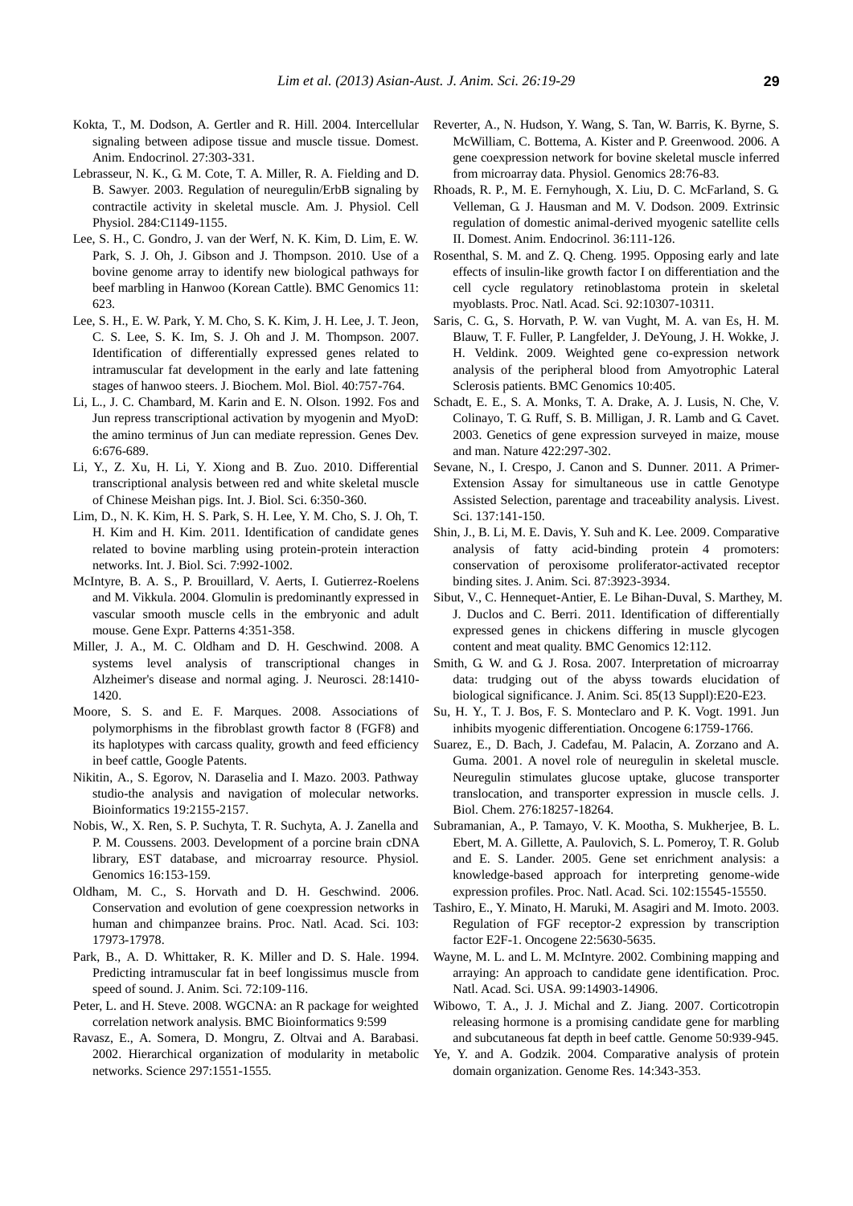Kokta, T., M. Dodson, A. Gertler and R. Hill. 2004. Intercellular signaling between adipose tissue and muscle tissue. Domest. Anim. Endocrinol. 27:303-331.

Lebrasseur, N. K., G. M. Cote, T. A. Miller, R. A. Fielding and D. B. Sawyer. 2003. Regulation of neuregulin/ErbB signaling by contractile activity in skeletal muscle. Am. J. Physiol. Cell Physiol. 284:C1149-1155.

Lee, S. H., C. Gondro, J. van der Werf, N. K. Kim, D. Lim, E. W. Park, S. J. Oh, J. Gibson and J. Thompson. 2010. Use of a bovine genome array to identify new biological pathways for beef marbling in Hanwoo (Korean Cattle). BMC Genomics 11: 623.

Lee, S. H., E. W. Park, Y. M. Cho, S. K. Kim, J. H. Lee, J. T. Jeon, C. S. Lee, S. K. Im, S. J. Oh and J. M. Thompson. 2007. Identification of differentially expressed genes related to intramuscular fat development in the early and late fattening stages of hanwoo steers. J. Biochem. Mol. Biol. 40:757-764.

Li, L., J. C. Chambard, M. Karin and E. N. Olson. 1992. Fos and Jun repress transcriptional activation by myogenin and MyoD: the amino terminus of Jun can mediate repression. Genes Dev. 6:676-689.

Li, Y., Z. Xu, H. Li, Y. Xiong and B. Zuo. 2010. Differential transcriptional analysis between red and white skeletal muscle of Chinese Meishan pigs. Int. J. Biol. Sci. 6:350-360.

Lim, D., N. K. Kim, H. S. Park, S. H. Lee, Y. M. Cho, S. J. Oh, T. H. Kim and H. Kim. 2011. Identification of candidate genes related to bovine marbling using protein-protein interaction networks. Int. J. Biol. Sci. 7:992-1002.

McIntyre, B. A. S., P. Brouillard, V. Aerts, I. Gutierrez-Roelens and M. Vikkula. 2004. Glomulin is predominantly expressed in vascular smooth muscle cells in the embryonic and adult mouse. Gene Expr. Patterns 4:351-358.

Miller, J. A., M. C. Oldham and D. H. Geschwind. 2008. A systems level analysis of transcriptional changes in Alzheimer's disease and normal aging. J. Neurosci. 28:1410-1420.

Moore, S. S. and E. F. Marques. 2008. Associations of polymorphisms in the fibroblast growth factor 8 (FGF8) and its haplotypes with carcass quality, growth and feed efficiency in beef cattle, Google Patents.

Nikitin, A., S. Egorov, N. Daraselia and I. Mazo. 2003. Pathway studio-the analysis and navigation of molecular networks. Bioinformatics 19:2155-2157.

Nobis, W., X. Ren, S. P. Suchyta, T. R. Suchyta, A. J. Zanella and P. M. Coussens. 2003. Development of a porcine brain cDNA library, EST database, and microarray resource. Physiol. Genomics 16:153-159.

Oldham, M. C., S. Horvath and D. H. Geschwind. 2006. Conservation and evolution of gene coexpression networks in human and chimpanzee brains. Proc. Natl. Acad. Sci. 103: 17973-17978.

Park, B., A. D. Whittaker, R. K. Miller and D. S. Hale. 1994. Predicting intramuscular fat in beef longissimus muscle from speed of sound. J. Anim. Sci. 72:109-116.

Peter, L. and H. Steve. 2008. WGCNA: an R package for weighted correlation network analysis. BMC Bioinformatics 9:599

Ravasz, E., A. Somera, D. Mongru, Z. Oltvai and A. Barabasi. 2002. Hierarchical organization of modularity in metabolic networks. Science 297:1551-1555.

Reverter, A., N. Hudson, Y. Wang, S. Tan, W. Barris, K. Byrne, S. McWilliam, C. Bottema, A. Kister and P. Greenwood. 2006. A gene coexpression network for bovine skeletal muscle inferred from microarray data. Physiol. Genomics 28:76-83.

Rhoads, R. P., M. E. Fernyhough, X. Liu, D. C. McFarland, S. G. Velleman, G. J. Hausman and M. V. Dodson. 2009. Extrinsic regulation of domestic animal-derived myogenic satellite cells II. Domest. Anim. Endocrinol. 36:111-126.

Rosenthal, S. M. and Z. Q. Cheng. 1995. Opposing early and late effects of insulin-like growth factor I on differentiation and the cell cycle regulatory retinoblastoma protein in skeletal myoblasts. Proc. Natl. Acad. Sci. 92:10307-10311.

Saris, C. G., S. Horvath, P. W. van Vught, M. A. van Es, H. M. Blauw, T. F. Fuller, P. Langfelder, J. DeYoung, J. H. Wokke, J. H. Veldink. 2009. Weighted gene co-expression network analysis of the peripheral blood from Amyotrophic Lateral Sclerosis patients. BMC Genomics 10:405.

Schadt, E. E., S. A. Monks, T. A. Drake, A. J. Lusis, N. Che, V. Colinayo, T. G. Ruff, S. B. Milligan, J. R. Lamb and G. Cavet. 2003. Genetics of gene expression surveyed in maize, mouse and man. Nature 422:297-302.

Sevane, N., I. Crespo, J. Canon and S. Dunner. 2011. A Primer-Extension Assay for simultaneous use in cattle Genotype Assisted Selection, parentage and traceability analysis. Livest. Sci. 137:141-150.

Shin, J., B. Li, M. E. Davis, Y. Suh and K. Lee. 2009. Comparative analysis of fatty acid-binding protein 4 promoters: conservation of peroxisome proliferator-activated receptor binding sites. J. Anim. Sci. 87:3923-3934.

Sibut, V., C. Hennequet-Antier, E. Le Bihan-Duval, S. Marthey, M. J. Duclos and C. Berri. 2011. Identification of differentially expressed genes in chickens differing in muscle glycogen content and meat quality. BMC Genomics 12:112.

Smith, G. W. and G. J. Rosa. 2007. Interpretation of microarray data: trudging out of the abyss towards elucidation of biological significance. J. Anim. Sci. 85(13 Suppl):E20-E23.

Su, H. Y., T. J. Bos, F. S. Monteclaro and P. K. Vogt. 1991. Jun inhibits myogenic differentiation. Oncogene 6:1759-1766.

Suarez, E., D. Bach, J. Cadefau, M. Palacin, A. Zorzano and A. Guma. 2001. A novel role of neuregulin in skeletal muscle. Neuregulin stimulates glucose uptake, glucose transporter translocation, and transporter expression in muscle cells. J. Biol. Chem. 276:18257-18264.

Subramanian, A., P. Tamayo, V. K. Mootha, S. Mukherjee, B. L. Ebert, M. A. Gillette, A. Paulovich, S. L. Pomeroy, T. R. Golub and E. S. Lander. 2005. Gene set enrichment analysis: a knowledge-based approach for interpreting genome-wide expression profiles. Proc. Natl. Acad. Sci. 102:15545-15550.

Tashiro, E., Y. Minato, H. Maruki, M. Asagiri and M. Imoto. 2003. Regulation of FGF receptor-2 expression by transcription factor E2F-1. Oncogene 22:5630-5635.

Wayne, M. L. and L. M. McIntyre. 2002. Combining mapping and arraying: An approach to candidate gene identification. Proc. Natl. Acad. Sci. USA. 99:14903-14906.

Wibowo, T. A., J. J. Michal and Z. Jiang. 2007. Corticotropin releasing hormone is a promising candidate gene for marbling and subcutaneous fat depth in beef cattle. Genome 50:939-945.

Ye, Y. and A. Godzik. 2004. Comparative analysis of protein domain organization. Genome Res. 14:343-353.